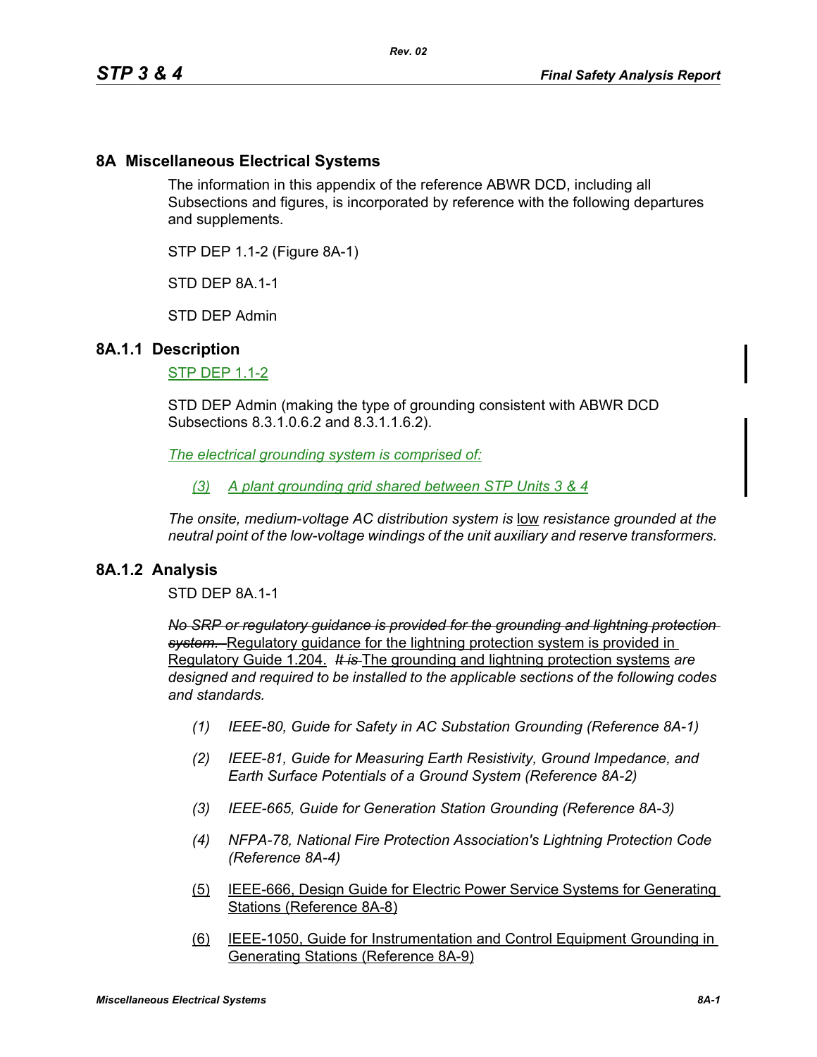# 8A Miscellaneous Electrical Systems

The information in this appendix of the reference ABWR DCD, including all Subsections and figures, is incorporated by reference with the following departures and supplements.

STP DEP 1.1-2 (Figure 8A-1)

STD DEP 8A.1-1

STD DEP Admin

## 8A.1.1 Description

STP DEP 1.1-2

STD DEP Admin (making the type of grounding consistent with ABWR DCD Subsections 8.3.1.0.6.2 and 8.3.1.1.6.2).

*The electrical grounding system is comprised of:*

*(3) A plant grounding grid shared between STP Units 3 & 4*

*The onsite, medium-voltage AC distribution system is* low *resistance grounded at the neutral point of the low-voltage windings of the unit auxiliary and reserve transformers.*

## 8A.1.2 Analysis

STD DEP 8A.1-1

~~*No SRP or regulatory guidance is provided for the grounding and lightning protection system.*~~ Regulatory guidance for the lightning protection system is provided in Regulatory Guide 1.204. ~~*It is*~~ The grounding and lightning protection systems *are designed and required to be installed to the applicable sections of the following codes and standards.*

*(1) IEEE-80, Guide for Safety in AC Substation Grounding (Reference 8A-1)*

*(2) IEEE-81, Guide for Measuring Earth Resistivity, Ground Impedance, and Earth Surface Potentials of a Ground System (Reference 8A-2)*

*(3) IEEE-665, Guide for Generation Station Grounding (Reference 8A-3)*

*(4) NFPA-78, National Fire Protection Association's Lightning Protection Code (Reference 8A-4)*

(5) IEEE-666, Design Guide for Electric Power Service Systems for Generating Stations (Reference 8A-8)

(6) IEEE-1050, Guide for Instrumentation and Control Equipment Grounding in Generating Stations (Reference 8A-9)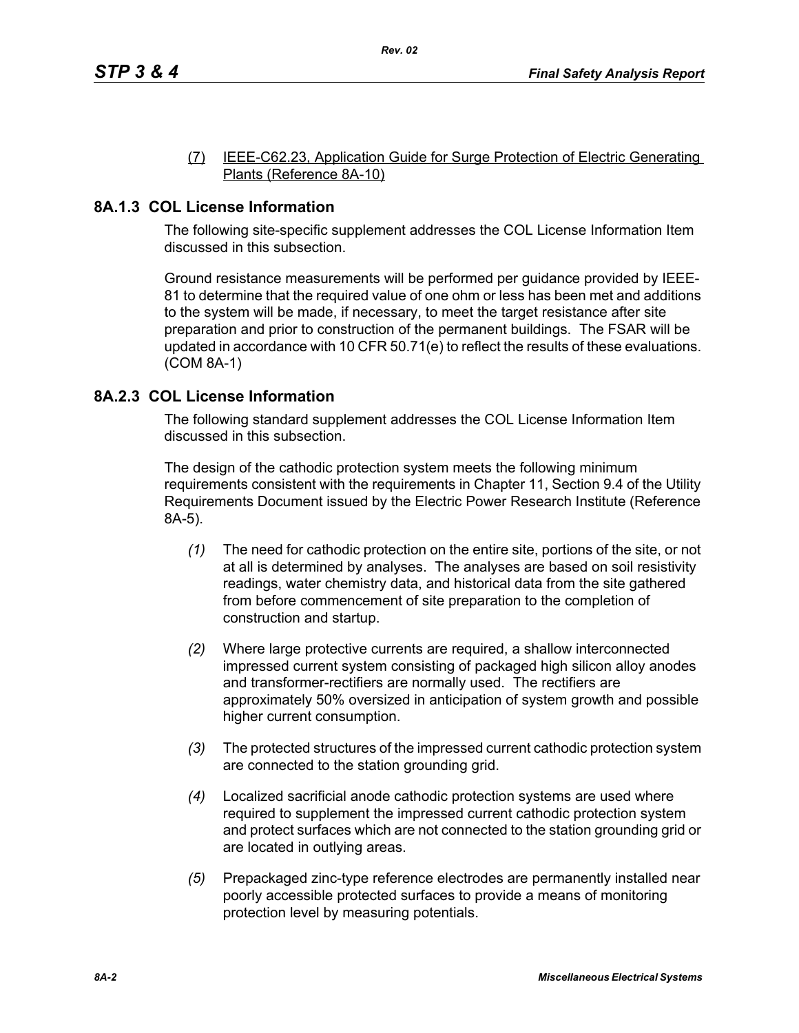(7) IEEE-C62.23, Application Guide for Surge Protection of Electric Generating Plants (Reference 8A-10)

## 8A.1.3 COL License Information

The following site-specific supplement addresses the COL License Information Item discussed in this subsection.

Ground resistance measurements will be performed per guidance provided by IEEE-81 to determine that the required value of one ohm or less has been met and additions to the system will be made, if necessary, to meet the target resistance after site preparation and prior to construction of the permanent buildings. The FSAR will be updated in accordance with 10 CFR 50.71(e) to reflect the results of these evaluations. (COM 8A-1)

## 8A.2.3 COL License Information

The following standard supplement addresses the COL License Information Item discussed in this subsection.

The design of the cathodic protection system meets the following minimum requirements consistent with the requirements in Chapter 11, Section 9.4 of the Utility Requirements Document issued by the Electric Power Research Institute (Reference 8A-5).

*(1)* The need for cathodic protection on the entire site, portions of the site, or not at all is determined by analyses. The analyses are based on soil resistivity readings, water chemistry data, and historical data from the site gathered from before commencement of site preparation to the completion of construction and startup.

*(2)* Where large protective currents are required, a shallow interconnected impressed current system consisting of packaged high silicon alloy anodes and transformer-rectifiers are normally used. The rectifiers are approximately 50% oversized in anticipation of system growth and possible higher current consumption.

*(3)* The protected structures of the impressed current cathodic protection system are connected to the station grounding grid.

*(4)* Localized sacrificial anode cathodic protection systems are used where required to supplement the impressed current cathodic protection system and protect surfaces which are not connected to the station grounding grid or are located in outlying areas.

*(5)* Prepackaged zinc-type reference electrodes are permanently installed near poorly accessible protected surfaces to provide a means of monitoring protection level by measuring potentials.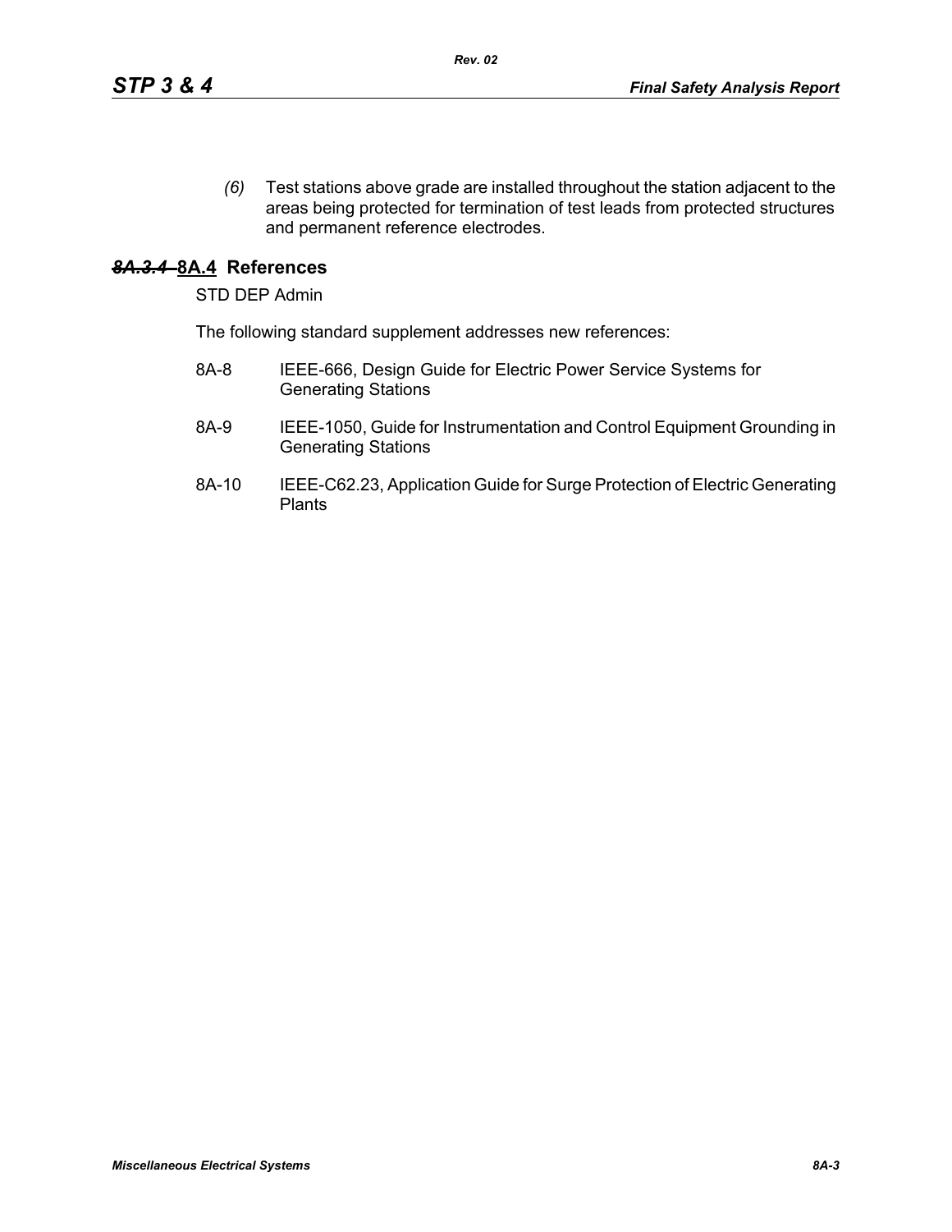*(6)* Test stations above grade are installed throughout the station adjacent to the areas being protected for termination of test leads from protected structures and permanent reference electrodes.

## ~~8A.3.4~~ 8A.4 References

STD DEP Admin

The following standard supplement addresses new references:

8A-8 IEEE-666, Design Guide for Electric Power Service Systems for Generating Stations

8A-9 IEEE-1050, Guide for Instrumentation and Control Equipment Grounding in Generating Stations

8A-10 IEEE-C62.23, Application Guide for Surge Protection of Electric Generating Plants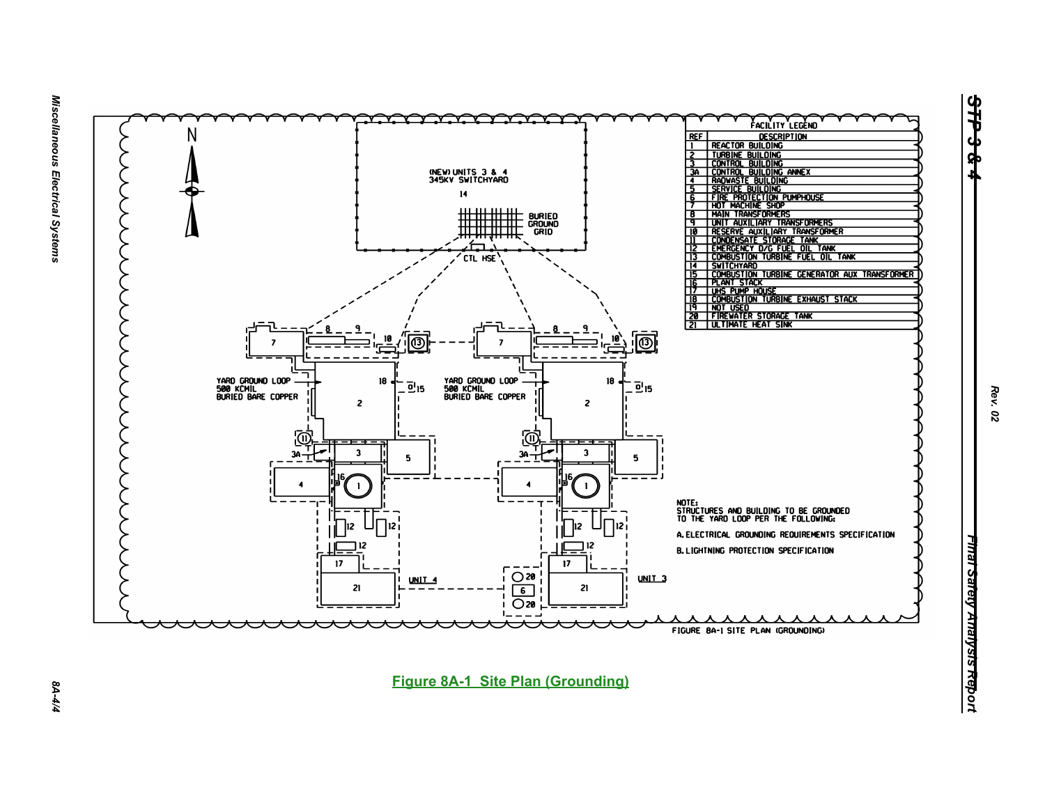FACILITY LEGEND

| REF | DESCRIPTION |
|---|---|
| 1 | REACTOR BUILDING |
| 2 | TURBINE BUILDING |
| 3 | CONTROL BUILDING |
| 3A | CONTROL BUILDING ANNEX |
| 4 | RADWASTE BUILDING |
| 5 | SERVICE BUILDING |
| 6 | FIRE PROTECTION PUMPHOUSE |
| 7 | HOT MACHINE SHOP |
| 8 | MAIN TRANSFORMERS |
| 9 | UNIT AUXILIARY TRANSFORMERS |
| 10 | RESERVE AUXILIARY TRANSFORMER |
| 11 | CONDENSATE STORAGE TANK |
| 12 | EMERGENCY D/G FUEL OIL TANK |
| 13 | COMBUSTION TURBINE FUEL OIL TANK |
| 14 | SWITCHYARD |
| 15 | COMBUSTION TURBINE GENERATOR AUX TRANSFORMER |
| 16 | PLANT STACK |
| 17 | UHS PUMP HOUSE |
| 18 | COMBUSTION TURBINE EXHAUST STACK |
| 19 | NOT USED |
| 20 | FIREWATER STORAGE TANK |
| 21 | ULTIMATE HEAT SINK |

N

(NEW) UNITS 3 & 4
345KV SWITCHYARD

14

BURIED
GROUND
GRID

CTL HSE

YARD GROUND LOOP
500 KCMIL
BURIED BARE COPPER

YARD GROUND LOOP
500 KCMIL
BURIED BARE COPPER

UNIT 4

UNIT 3

NOTE:
STRUCTURES AND BUILDING TO BE GROUNDED
TO THE YARD LOOP PER THE FOLLOWING:

A. ELECTRICAL GROUNDING REQUIREMENTS SPECIFICATION

B. LIGHTNING PROTECTION SPECIFICATION

FIGURE 8A-1 SITE PLAN (GROUNDING)

Figure 8A-1 Site Plan (Grounding)